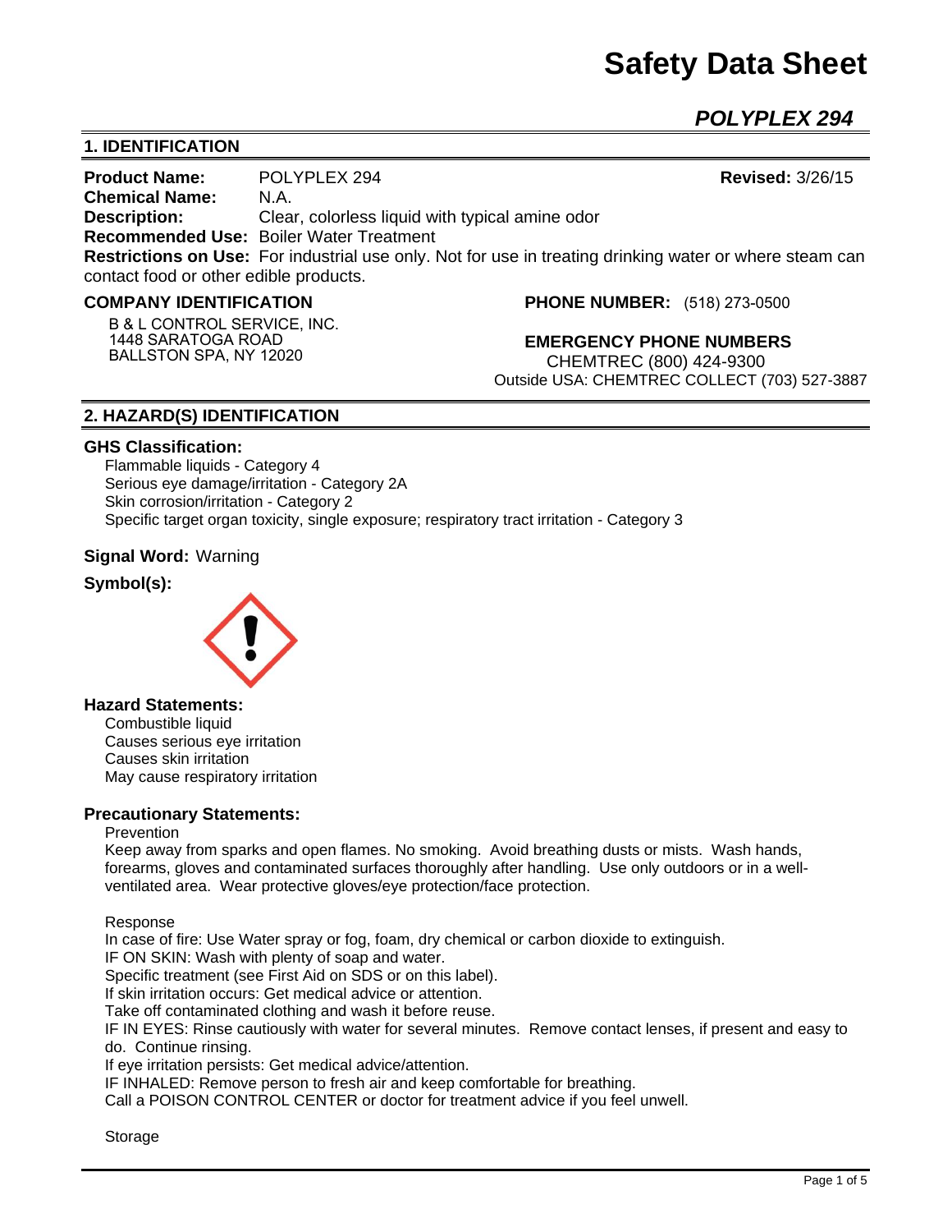# Safety Data Sheet

## *POLYPLEX 294*

## 1. IDENTIFICATION

**Product Name:** POLYPLEX 294 **Revised:** 3/26/15
**Chemical Name:** N.A.
**Description:** Clear, colorless liquid with typical amine odor
**Recommended Use:** Boiler Water Treatment
**Restrictions on Use:** For industrial use only. Not for use in treating drinking water or where steam can contact food or other edible products.

**COMPANY IDENTIFICATION**

B & L CONTROL SERVICE, INC.
1448 SARATOGA ROAD
BALLSTON SPA, NY 12020

**PHONE NUMBER:** (518) 273-0500

**EMERGENCY PHONE NUMBERS**
CHEMTREC (800) 424-9300
Outside USA: CHEMTREC COLLECT (703) 527-3887

## 2. HAZARD(S) IDENTIFICATION

**GHS Classification:**

Flammable liquids - Category 4
Serious eye damage/irritation - Category 2A
Skin corrosion/irritation - Category 2
Specific target organ toxicity, single exposure; respiratory tract irritation - Category 3

**Signal Word:** Warning

**Symbol(s):**

**Hazard Statements:**

Combustible liquid
Causes serious eye irritation
Causes skin irritation
May cause respiratory irritation

**Precautionary Statements:**

Prevention

Keep away from sparks and open flames. No smoking. Avoid breathing dusts or mists. Wash hands, forearms, gloves and contaminated surfaces thoroughly after handling. Use only outdoors or in a well-ventilated area. Wear protective gloves/eye protection/face protection.

Response

In case of fire: Use Water spray or fog, foam, dry chemical or carbon dioxide to extinguish.
IF ON SKIN: Wash with plenty of soap and water.
Specific treatment (see First Aid on SDS or on this label).
If skin irritation occurs: Get medical advice or attention.
Take off contaminated clothing and wash it before reuse.
IF IN EYES: Rinse cautiously with water for several minutes. Remove contact lenses, if present and easy to do. Continue rinsing.
If eye irritation persists: Get medical advice/attention.
IF INHALED: Remove person to fresh air and keep comfortable for breathing.
Call a POISON CONTROL CENTER or doctor for treatment advice if you feel unwell.

Storage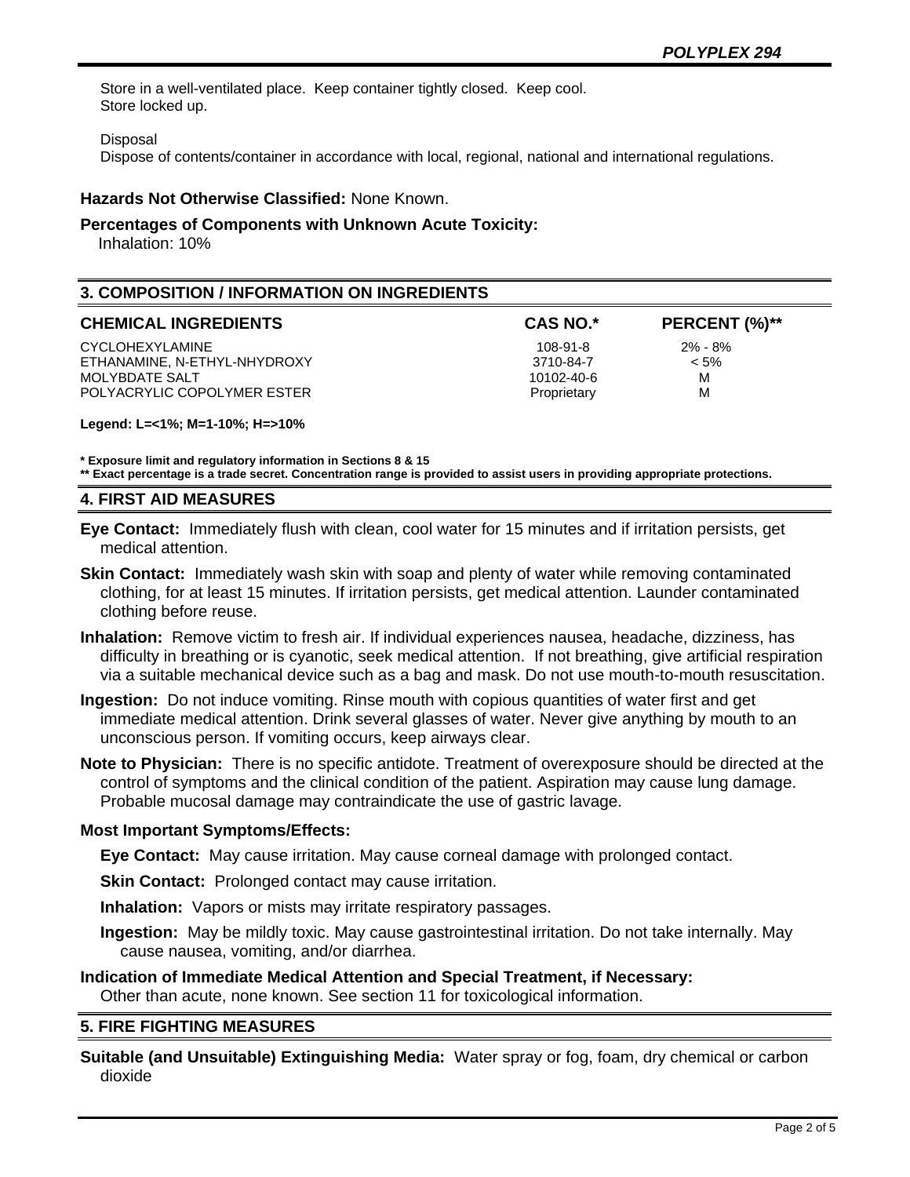Store in a well-ventilated place. Keep container tightly closed. Keep cool.
Store locked up.

Disposal
Dispose of contents/container in accordance with local, regional, national and international regulations.

**Hazards Not Otherwise Classified:** None Known.

**Percentages of Components with Unknown Acute Toxicity:**
Inhalation: 10%

## 3. COMPOSITION / INFORMATION ON INGREDIENTS

| CHEMICAL INGREDIENTS | CAS NO.* | PERCENT (%)** |
|---|---|---|
| CYCLOHEXYLAMINE | 108-91-8 | 2% - 8% |
| ETHANAMINE, N-ETHYL-NHYDROXY | 3710-84-7 | < 5% |
| MOLYBDATE SALT | 10102-40-6 | M |
| POLYACRYLIC COPOLYMER ESTER | Proprietary | M |

**Legend: L=<1%; M=1-10%; H=>10%**

**\* Exposure limit and regulatory information in Sections 8 & 15**
**\*\* Exact percentage is a trade secret. Concentration range is provided to assist users in providing appropriate protections.**

## 4. FIRST AID MEASURES

**Eye Contact:** Immediately flush with clean, cool water for 15 minutes and if irritation persists, get medical attention.

**Skin Contact:** Immediately wash skin with soap and plenty of water while removing contaminated clothing, for at least 15 minutes. If irritation persists, get medical attention. Launder contaminated clothing before reuse.

**Inhalation:** Remove victim to fresh air. If individual experiences nausea, headache, dizziness, has difficulty in breathing or is cyanotic, seek medical attention. If not breathing, give artificial respiration via a suitable mechanical device such as a bag and mask. Do not use mouth-to-mouth resuscitation.

**Ingestion:** Do not induce vomiting. Rinse mouth with copious quantities of water first and get immediate medical attention. Drink several glasses of water. Never give anything by mouth to an unconscious person. If vomiting occurs, keep airways clear.

**Note to Physician:** There is no specific antidote. Treatment of overexposure should be directed at the control of symptoms and the clinical condition of the patient. Aspiration may cause lung damage. Probable mucosal damage may contraindicate the use of gastric lavage.

**Most Important Symptoms/Effects:**

**Eye Contact:** May cause irritation. May cause corneal damage with prolonged contact.

**Skin Contact:** Prolonged contact may cause irritation.

**Inhalation:** Vapors or mists may irritate respiratory passages.

**Ingestion:** May be mildly toxic. May cause gastrointestinal irritation. Do not take internally. May cause nausea, vomiting, and/or diarrhea.

**Indication of Immediate Medical Attention and Special Treatment, if Necessary:**
Other than acute, none known. See section 11 for toxicological information.

## 5. FIRE FIGHTING MEASURES

**Suitable (and Unsuitable) Extinguishing Media:** Water spray or fog, foam, dry chemical or carbon dioxide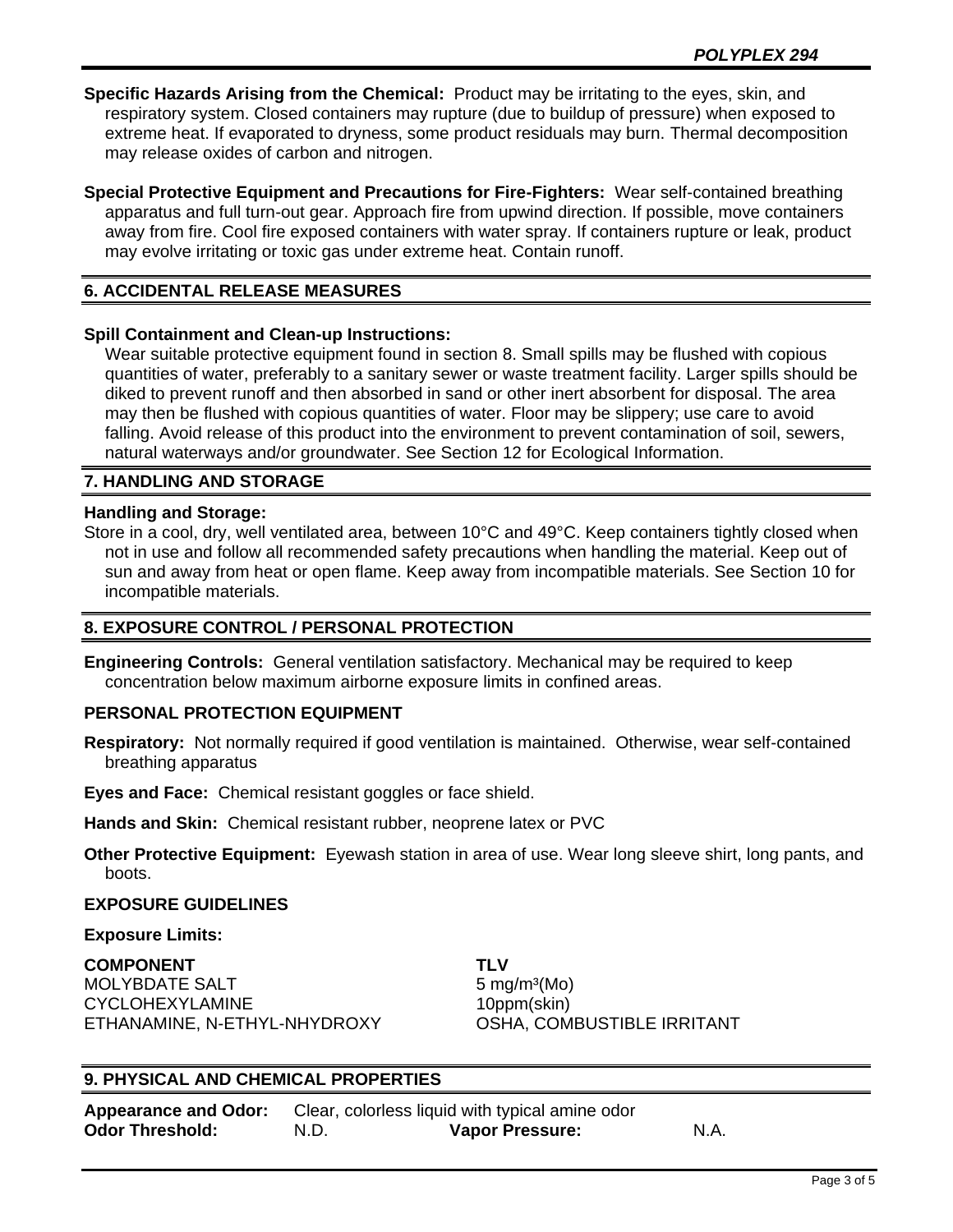**Specific Hazards Arising from the Chemical:** Product may be irritating to the eyes, skin, and respiratory system. Closed containers may rupture (due to buildup of pressure) when exposed to extreme heat. If evaporated to dryness, some product residuals may burn. Thermal decomposition may release oxides of carbon and nitrogen.

**Special Protective Equipment and Precautions for Fire-Fighters:** Wear self-contained breathing apparatus and full turn-out gear. Approach fire from upwind direction. If possible, move containers away from fire. Cool fire exposed containers with water spray. If containers rupture or leak, product may evolve irritating or toxic gas under extreme heat. Contain runoff.

## 6. ACCIDENTAL RELEASE MEASURES

**Spill Containment and Clean-up Instructions:**

Wear suitable protective equipment found in section 8. Small spills may be flushed with copious quantities of water, preferably to a sanitary sewer or waste treatment facility. Larger spills should be diked to prevent runoff and then absorbed in sand or other inert absorbent for disposal. The area may then be flushed with copious quantities of water. Floor may be slippery; use care to avoid falling. Avoid release of this product into the environment to prevent contamination of soil, sewers, natural waterways and/or groundwater. See Section 12 for Ecological Information.

## 7. HANDLING AND STORAGE

**Handling and Storage:**

Store in a cool, dry, well ventilated area, between 10°C and 49°C. Keep containers tightly closed when not in use and follow all recommended safety precautions when handling the material. Keep out of sun and away from heat or open flame. Keep away from incompatible materials. See Section 10 for incompatible materials.

## 8. EXPOSURE CONTROL / PERSONAL PROTECTION

**Engineering Controls:** General ventilation satisfactory. Mechanical may be required to keep concentration below maximum airborne exposure limits in confined areas.

### PERSONAL PROTECTION EQUIPMENT

**Respiratory:** Not normally required if good ventilation is maintained. Otherwise, wear self-contained breathing apparatus

**Eyes and Face:** Chemical resistant goggles or face shield.

**Hands and Skin:** Chemical resistant rubber, neoprene latex or PVC

**Other Protective Equipment:** Eyewash station in area of use. Wear long sleeve shirt, long pants, and boots.

### EXPOSURE GUIDELINES

**Exposure Limits:**

| COMPONENT | TLV |
| --- | --- |
| MOLYBDATE SALT | 5 mg/m³(Mo) |
| CYCLOHEXYLAMINE | 10ppm(skin) |
| ETHANAMINE, N-ETHYL-NHYDROXY | OSHA, COMBUSTIBLE IRRITANT |

## 9. PHYSICAL AND CHEMICAL PROPERTIES

**Appearance and Odor:** Clear, colorless liquid with typical amine odor

| | | | |
| --- | --- | --- | --- |
| **Odor Threshold:** | N.D. | **Vapor Pressure:** | N.A. |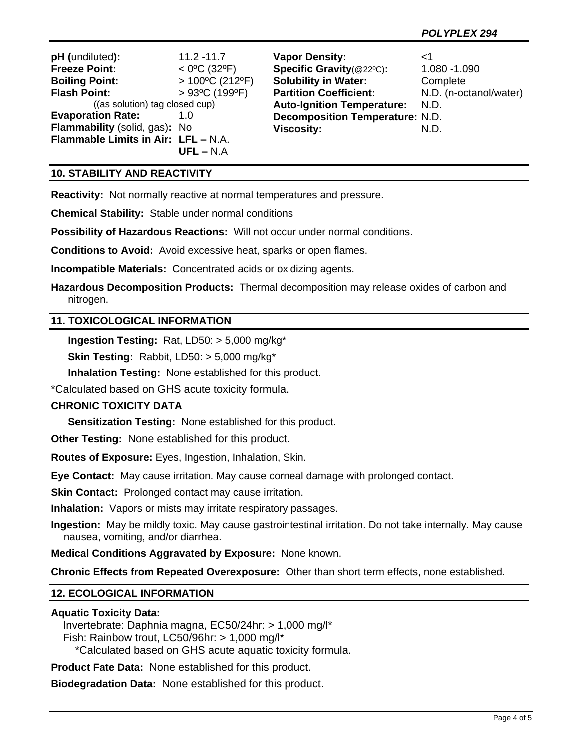**pH (**undiluted**):** 11.2 -11.7
**Freeze Point:** < 0ºC (32ºF)
**Boiling Point:** > 100ºC (212ºF)
**Flash Point:** > 93ºC (199ºF)
((as solution) tag closed cup)
**Evaporation Rate:** 1.0
**Flammability** (solid, gas)**:** No
**Flammable Limits in Air:** **LFL –** N.A.
**UFL –** N.A

**Vapor Density:** <1
**Specific Gravity**(@22ºC)**:** 1.080 -1.090
**Solubility in Water:** Complete
**Partition Coefficient:** N.D. (n-octanol/water)
**Auto-Ignition Temperature:** N.D.
**Decomposition Temperature:** N.D.
**Viscosity:** N.D.

## 10. STABILITY AND REACTIVITY

**Reactivity:** Not normally reactive at normal temperatures and pressure.

**Chemical Stability:** Stable under normal conditions

**Possibility of Hazardous Reactions:** Will not occur under normal conditions.

**Conditions to Avoid:** Avoid excessive heat, sparks or open flames.

**Incompatible Materials:** Concentrated acids or oxidizing agents.

**Hazardous Decomposition Products:** Thermal decomposition may release oxides of carbon and nitrogen.

## 11. TOXICOLOGICAL INFORMATION

**Ingestion Testing:** Rat, LD50: > 5,000 mg/kg*

**Skin Testing:** Rabbit, LD50: > 5,000 mg/kg*

**Inhalation Testing:** None established for this product.

*Calculated based on GHS acute toxicity formula.

**CHRONIC TOXICITY DATA**

**Sensitization Testing:** None established for this product.

**Other Testing:** None established for this product.

**Routes of Exposure:** Eyes, Ingestion, Inhalation, Skin.

**Eye Contact:** May cause irritation. May cause corneal damage with prolonged contact.

**Skin Contact:** Prolonged contact may cause irritation.

**Inhalation:** Vapors or mists may irritate respiratory passages.

**Ingestion:** May be mildly toxic. May cause gastrointestinal irritation. Do not take internally. May cause nausea, vomiting, and/or diarrhea.

**Medical Conditions Aggravated by Exposure:** None known.

**Chronic Effects from Repeated Overexposure:** Other than short term effects, none established.

## 12. ECOLOGICAL INFORMATION

**Aquatic Toxicity Data:**
Invertebrate: Daphnia magna, EC50/24hr: > 1,000 mg/l*
Fish: Rainbow trout, LC50/96hr: > 1,000 mg/l*
*Calculated based on GHS acute aquatic toxicity formula.

**Product Fate Data:** None established for this product.

**Biodegradation Data:** None established for this product.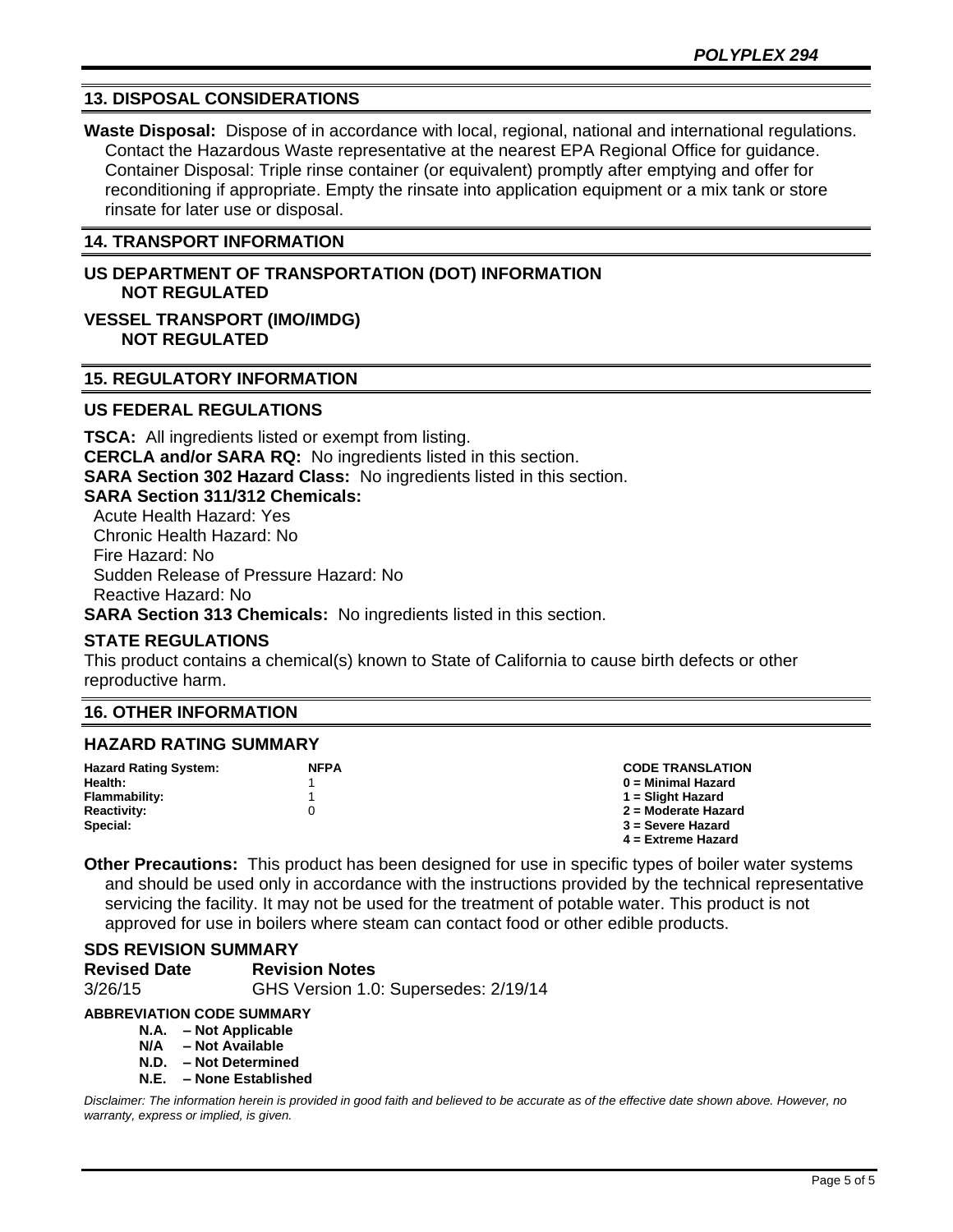## 13. DISPOSAL CONSIDERATIONS

**Waste Disposal:** Dispose of in accordance with local, regional, national and international regulations. Contact the Hazardous Waste representative at the nearest EPA Regional Office for guidance. Container Disposal: Triple rinse container (or equivalent) promptly after emptying and offer for reconditioning if appropriate. Empty the rinsate into application equipment or a mix tank or store rinsate for later use or disposal.

## 14. TRANSPORT INFORMATION

### US DEPARTMENT OF TRANSPORTATION (DOT) INFORMATION
**NOT REGULATED**

### VESSEL TRANSPORT (IMO/IMDG)
**NOT REGULATED**

## 15. REGULATORY INFORMATION

### US FEDERAL REGULATIONS

**TSCA:** All ingredients listed or exempt from listing.
**CERCLA and/or SARA RQ:** No ingredients listed in this section.
**SARA Section 302 Hazard Class:** No ingredients listed in this section.
**SARA Section 311/312 Chemicals:**
Acute Health Hazard: Yes
Chronic Health Hazard: No
Fire Hazard: No
Sudden Release of Pressure Hazard: No
Reactive Hazard: No
**SARA Section 313 Chemicals:** No ingredients listed in this section.

### STATE REGULATIONS

This product contains a chemical(s) known to State of California to cause birth defects or other reproductive harm.

## 16. OTHER INFORMATION

### HAZARD RATING SUMMARY

| Hazard Rating System: | NFPA | CODE TRANSLATION |
|---|---|---|
| Health: | 1 | 0 = Minimal Hazard |
| Flammability: | 1 | 1 = Slight Hazard |
| Reactivity: | 0 | 2 = Moderate Hazard |
| Special: | | 3 = Severe Hazard |
| | | 4 = Extreme Hazard |

**Other Precautions:** This product has been designed for use in specific types of boiler water systems and should be used only in accordance with the instructions provided by the technical representative servicing the facility. It may not be used for the treatment of potable water. This product is not approved for use in boilers where steam can contact food or other edible products.

### SDS REVISION SUMMARY

| Revised Date | Revision Notes |
|---|---|
| 3/26/15 | GHS Version 1.0: Supersedes: 2/19/14 |

**ABBREVIATION CODE SUMMARY**

- **N.A. – Not Applicable**
- **N/A – Not Available**
- **N.D. – Not Determined**
- **N.E. – None Established**

*Disclaimer: The information herein is provided in good faith and believed to be accurate as of the effective date shown above. However, no warranty, express or implied, is given.*